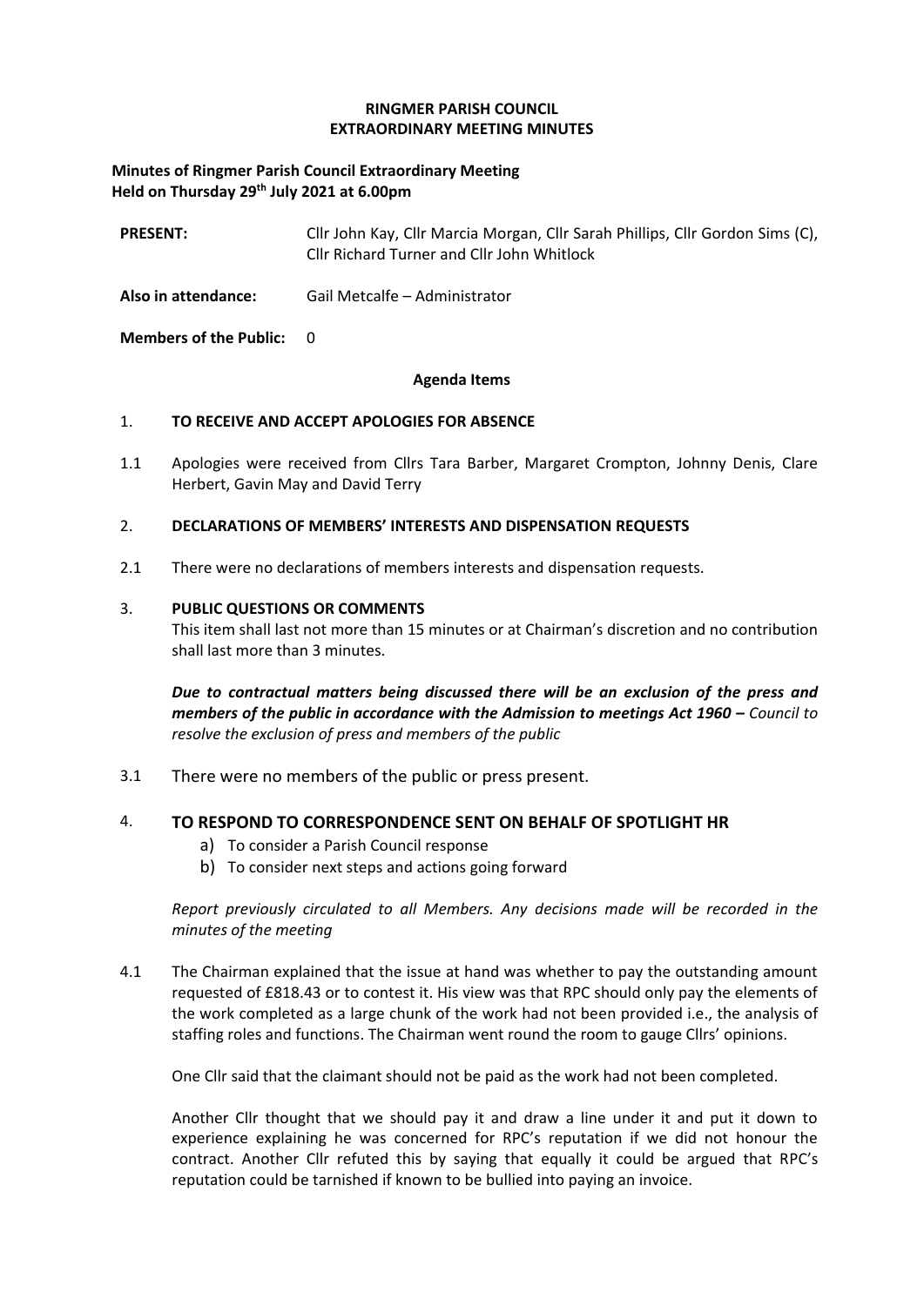# RINGMER PARISH COUNCIL
# EXTRAORDINARY MEETING MINUTES

**Minutes of Ringmer Parish Council Extraordinary Meeting**
**Held on Thursday 29th July 2021 at 6.00pm**

**PRESENT:** Cllr John Kay, Cllr Marcia Morgan, Cllr Sarah Phillips, Cllr Gordon Sims (C), Cllr Richard Turner and Cllr John Whitlock

**Also in attendance:** Gail Metcalfe – Administrator

**Members of the Public:** 0

**Agenda Items**

1. **TO RECEIVE AND ACCEPT APOLOGIES FOR ABSENCE**

1.1 Apologies were received from Cllrs Tara Barber, Margaret Crompton, Johnny Denis, Clare Herbert, Gavin May and David Terry

2. **DECLARATIONS OF MEMBERS' INTERESTS AND DISPENSATION REQUESTS**

2.1 There were no declarations of members interests and dispensation requests.

3. **PUBLIC QUESTIONS OR COMMENTS**
This item shall last not more than 15 minutes or at Chairman's discretion and no contribution shall last more than 3 minutes.

***Due to contractual matters being discussed there will be an exclusion of the press and members of the public in accordance with the Admission to meetings Act 1960 –*** *Council to resolve the exclusion of press and members of the public*

3.1 There were no members of the public or press present.

4. **TO RESPOND TO CORRESPONDENCE SENT ON BEHALF OF SPOTLIGHT HR**
   a) To consider a Parish Council response
   b) To consider next steps and actions going forward

*Report previously circulated to all Members. Any decisions made will be recorded in the minutes of the meeting*

4.1 The Chairman explained that the issue at hand was whether to pay the outstanding amount requested of £818.43 or to contest it. His view was that RPC should only pay the elements of the work completed as a large chunk of the work had not been provided i.e., the analysis of staffing roles and functions. The Chairman went round the room to gauge Cllrs' opinions.

One Cllr said that the claimant should not be paid as the work had not been completed.

Another Cllr thought that we should pay it and draw a line under it and put it down to experience explaining he was concerned for RPC's reputation if we did not honour the contract. Another Cllr refuted this by saying that equally it could be argued that RPC's reputation could be tarnished if known to be bullied into paying an invoice.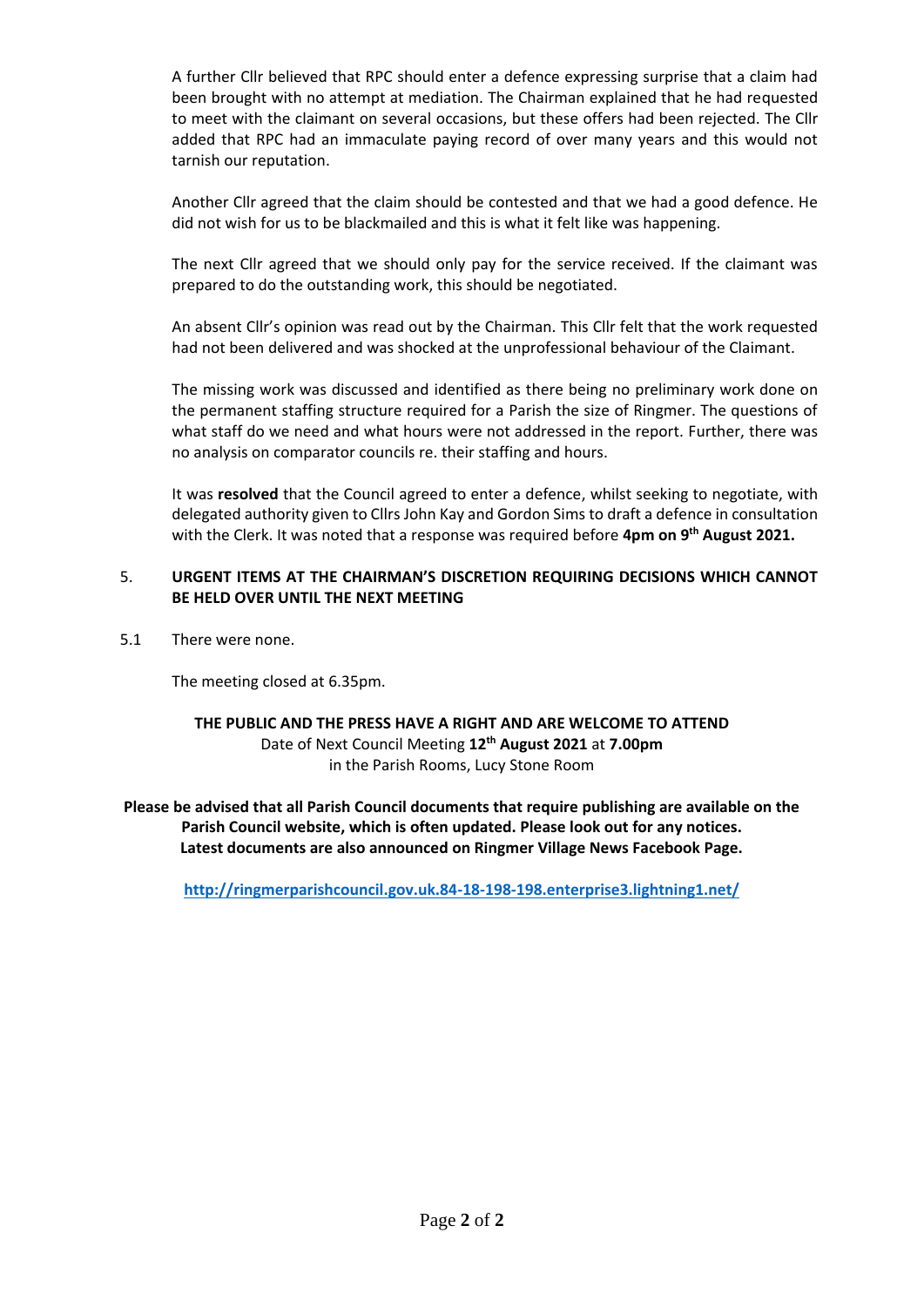A further Cllr believed that RPC should enter a defence expressing surprise that a claim had been brought with no attempt at mediation. The Chairman explained that he had requested to meet with the claimant on several occasions, but these offers had been rejected. The Cllr added that RPC had an immaculate paying record of over many years and this would not tarnish our reputation.

Another Cllr agreed that the claim should be contested and that we had a good defence. He did not wish for us to be blackmailed and this is what it felt like was happening.

The next Cllr agreed that we should only pay for the service received. If the claimant was prepared to do the outstanding work, this should be negotiated.

An absent Cllr's opinion was read out by the Chairman. This Cllr felt that the work requested had not been delivered and was shocked at the unprofessional behaviour of the Claimant.

The missing work was discussed and identified as there being no preliminary work done on the permanent staffing structure required for a Parish the size of Ringmer. The questions of what staff do we need and what hours were not addressed in the report. Further, there was no analysis on comparator councils re. their staffing and hours.

It was **resolved** that the Council agreed to enter a defence, whilst seeking to negotiate, with delegated authority given to Cllrs John Kay and Gordon Sims to draft a defence in consultation with the Clerk. It was noted that a response was required before **4pm on 9th August 2021.**

5. **URGENT ITEMS AT THE CHAIRMAN'S DISCRETION REQUIRING DECISIONS WHICH CANNOT BE HELD OVER UNTIL THE NEXT MEETING**

5.1 There were none.

The meeting closed at 6.35pm.

**THE PUBLIC AND THE PRESS HAVE A RIGHT AND ARE WELCOME TO ATTEND**
Date of Next Council Meeting **12th August 2021** at **7.00pm**
in the Parish Rooms, Lucy Stone Room

**Please be advised that all Parish Council documents that require publishing are available on the Parish Council website, which is often updated. Please look out for any notices. Latest documents are also announced on Ringmer Village News Facebook Page.**

**http://ringmerparishcouncil.gov.uk.84-18-198-198.enterprise3.lightning1.net/**